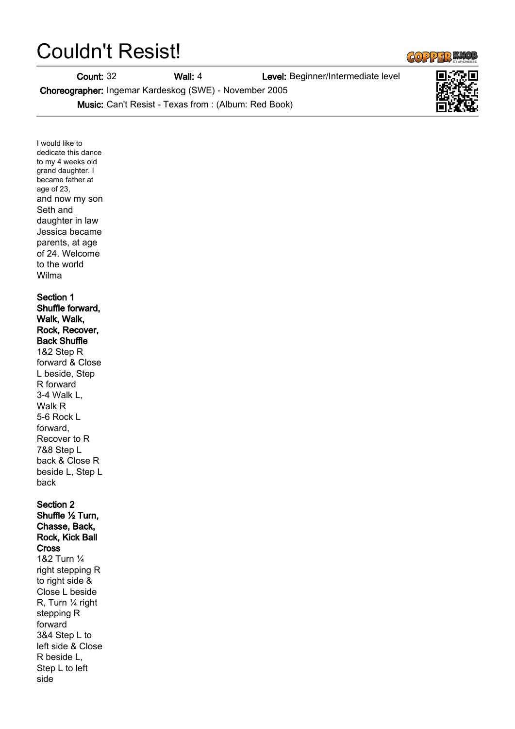# Couldn't Resist!

**Count:** 32 **Wall:** 4 **Level:** Beginner/Intermediate level

**Choreographer:** Ingemar Kardeskog (SWE) - November 2005

**Music:** Can't Resist - Texas from : (Album: Red Book)

I would like to dedicate this dance to my 4 weeks old grand daughter. I became father at age of 23, and now my son Seth and daughter in law Jessica became parents, at age of 24. Welcome to the world Wilma

**Section 1 Shuffle forward, Walk, Walk, Rock, Recover, Back Shuffle**

1&2 Step R forward & Close L beside, Step R forward
3-4 Walk L, Walk R
5-6 Rock L forward, Recover to R
7&8 Step L back & Close R beside L, Step L back

**Section 2 Shuffle ½ Turn, Chasse, Back, Rock, Kick Ball Cross**

1&2 Turn ¼ right stepping R to right side & Close L beside R, Turn ¼ right stepping R forward
3&4 Step L to left side & Close R beside L, Step L to left side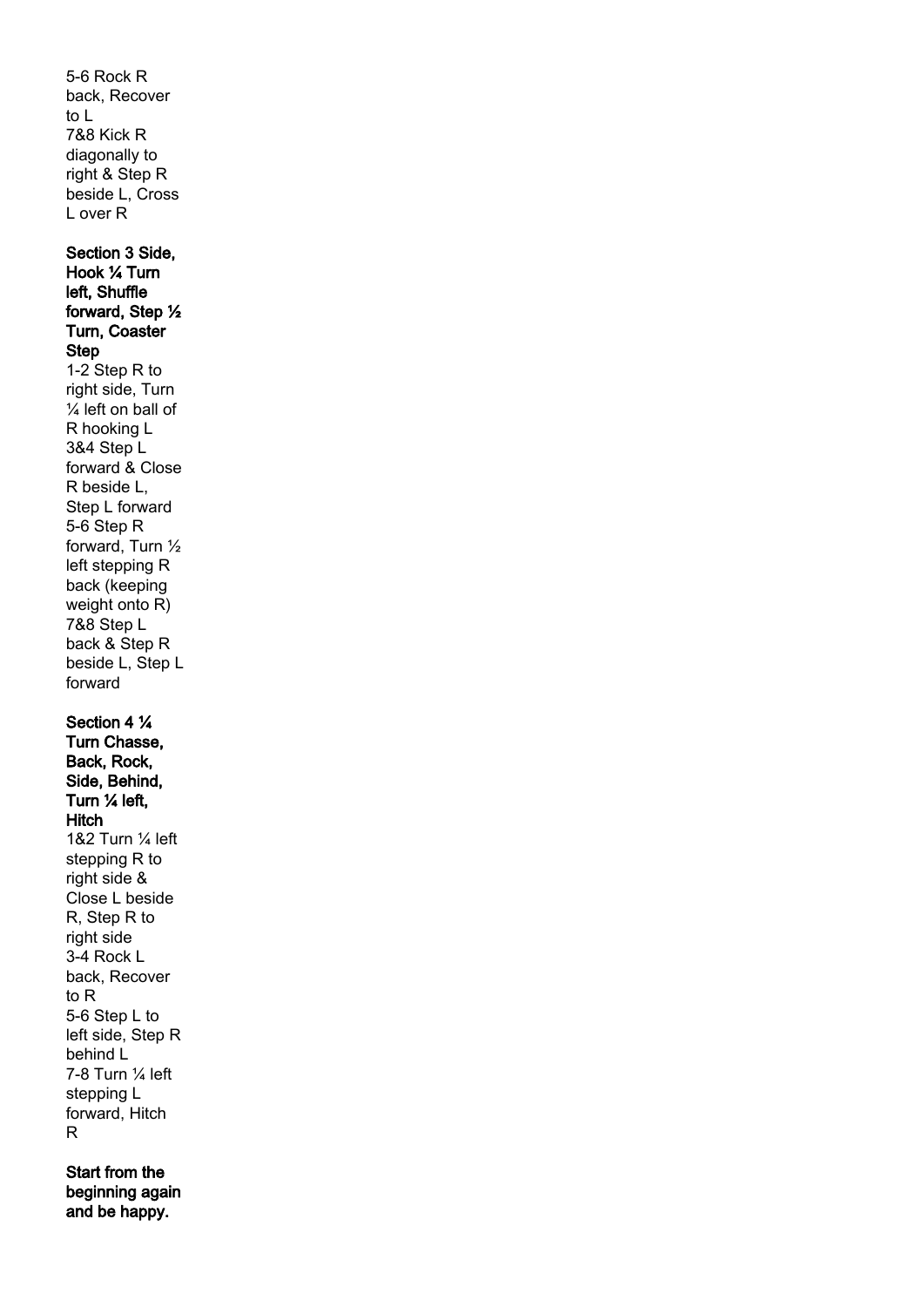5-6 Rock R back, Recover to L
7&8 Kick R diagonally to right & Step R beside L, Cross L over R

**Section 3 Side, Hook ¼ Turn left, Shuffle forward, Step ½ Turn, Coaster Step**

1-2 Step R to right side, Turn ¼ left on ball of R hooking L
3&4 Step L forward & Close R beside L, Step L forward
5-6 Step R forward, Turn ½ left stepping R back (keeping weight onto R)
7&8 Step L back & Step R beside L, Step L forward

**Section 4 ¼ Turn Chasse, Back, Rock, Side, Behind, Turn ¼ left, Hitch**

1&2 Turn ¼ left stepping R to right side & Close L beside R, Step R to right side
3-4 Rock L back, Recover to R
5-6 Step L to left side, Step R behind L
7-8 Turn ¼ left stepping L forward, Hitch R

**Start from the beginning again and be happy.**